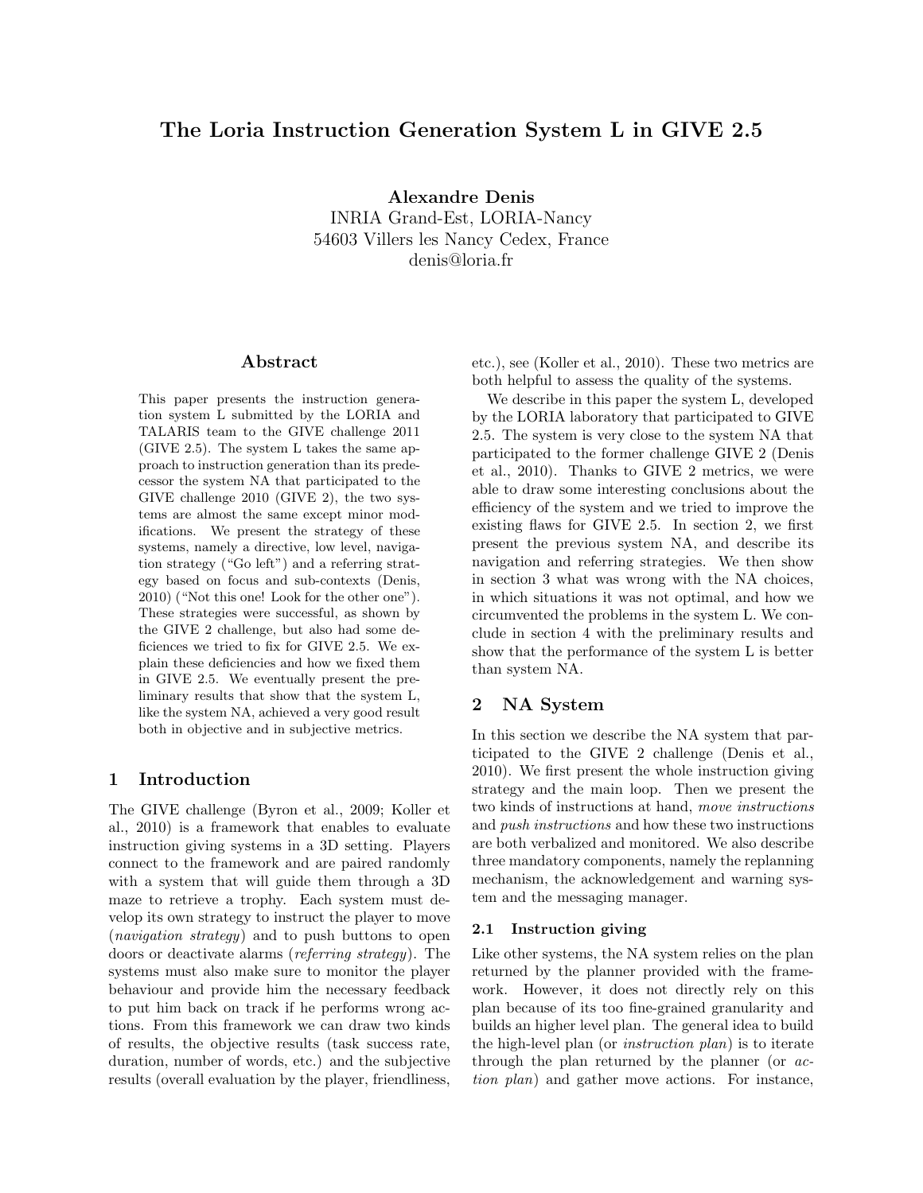# The Loria Instruction Generation System L in GIVE 2.5

**Alexandre Denis**
INRIA Grand-Est, LORIA-Nancy
54603 Villers les Nancy Cedex, France
denis@loria.fr

## Abstract

This paper presents the instruction generation system L submitted by the LORIA and TALARIS team to the GIVE challenge 2011 (GIVE 2.5). The system L takes the same approach to instruction generation than its predecessor the system NA that participated to the GIVE challenge 2010 (GIVE 2), the two systems are almost the same except minor modifications. We present the strategy of these systems, namely a directive, low level, navigation strategy ("Go left") and a referring strategy based on focus and sub-contexts (Denis, 2010) ("Not this one! Look for the other one"). These strategies were successful, as shown by the GIVE 2 challenge, but also had some deficiences we tried to fix for GIVE 2.5. We explain these deficiencies and how we fixed them in GIVE 2.5. We eventually present the preliminary results that show that the system L, like the system NA, achieved a very good result both in objective and in subjective metrics.

## 1 Introduction

The GIVE challenge (Byron et al., 2009; Koller et al., 2010) is a framework that enables to evaluate instruction giving systems in a 3D setting. Players connect to the framework and are paired randomly with a system that will guide them through a 3D maze to retrieve a trophy. Each system must develop its own strategy to instruct the player to move (*navigation strategy*) and to push buttons to open doors or deactivate alarms (*referring strategy*). The systems must also make sure to monitor the player behaviour and provide him the necessary feedback to put him back on track if he performs wrong actions. From this framework we can draw two kinds of results, the objective results (task success rate, duration, number of words, etc.) and the subjective results (overall evaluation by the player, friendliness, etc.), see (Koller et al., 2010). These two metrics are both helpful to assess the quality of the systems.

We describe in this paper the system L, developed by the LORIA laboratory that participated to GIVE 2.5. The system is very close to the system NA that participated to the former challenge GIVE 2 (Denis et al., 2010). Thanks to GIVE 2 metrics, we were able to draw some interesting conclusions about the efficiency of the system and we tried to improve the existing flaws for GIVE 2.5. In section 2, we first present the previous system NA, and describe its navigation and referring strategies. We then show in section 3 what was wrong with the NA choices, in which situations it was not optimal, and how we circumvented the problems in the system L. We conclude in section 4 with the preliminary results and show that the performance of the system L is better than system NA.

## 2 NA System

In this section we describe the NA system that participated to the GIVE 2 challenge (Denis et al., 2010). We first present the whole instruction giving strategy and the main loop. Then we present the two kinds of instructions at hand, *move instructions* and *push instructions* and how these two instructions are both verbalized and monitored. We also describe three mandatory components, namely the replanning mechanism, the acknowledgement and warning system and the messaging manager.

### 2.1 Instruction giving

Like other systems, the NA system relies on the plan returned by the planner provided with the framework. However, it does not directly rely on this plan because of its too fine-grained granularity and builds an higher level plan. The general idea to build the high-level plan (or *instruction plan*) is to iterate through the plan returned by the planner (or *action plan*) and gather move actions. For instance,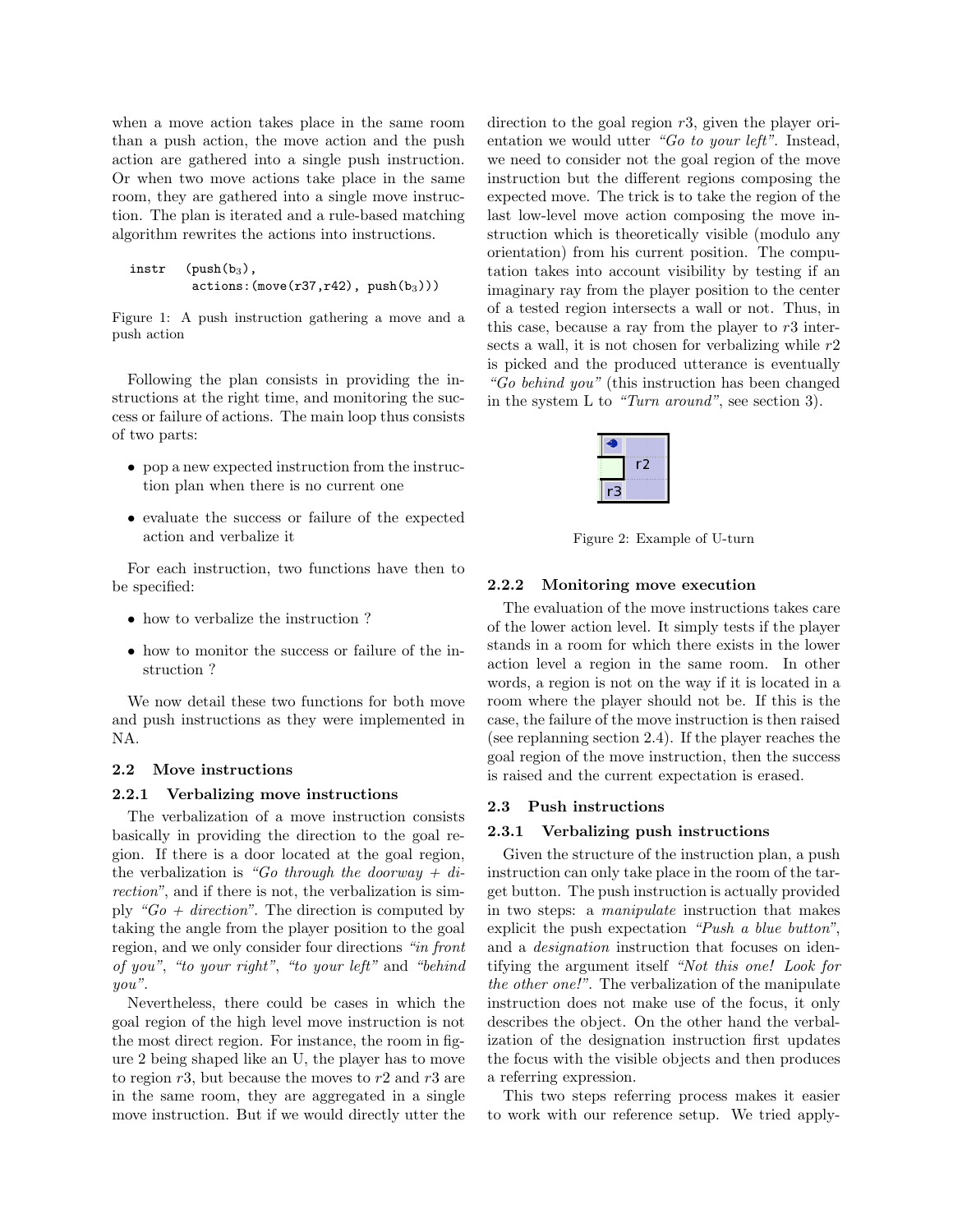when a move action takes place in the same room than a push action, the move action and the push action are gathered into a single push instruction. Or when two move actions take place in the same room, they are gathered into a single move instruction. The plan is iterated and a rule-based matching algorithm rewrites the actions into instructions.

```
instr   (push(b3),
         actions:(move(r37,r42), push(b3)))
```

Figure 1: A push instruction gathering a move and a push action

Following the plan consists in providing the instructions at the right time, and monitoring the success or failure of actions. The main loop thus consists of two parts:

- pop a new expected instruction from the instruction plan when there is no current one
- evaluate the success or failure of the expected action and verbalize it

For each instruction, two functions have then to be specified:

- how to verbalize the instruction ?
- how to monitor the success or failure of the instruction ?

We now detail these two functions for both move and push instructions as they were implemented in NA.

### 2.2 Move instructions

#### 2.2.1 Verbalizing move instructions

The verbalization of a move instruction consists basically in providing the direction to the goal region. If there is a door located at the goal region, the verbalization is *"Go through the doorway + direction"*, and if there is not, the verbalization is simply *"Go + direction"*. The direction is computed by taking the angle from the player position to the goal region, and we only consider four directions *"in front of you"*, *"to your right"*, *"to your left"* and *"behind you"*.

Nevertheless, there could be cases in which the goal region of the high level move instruction is not the most direct region. For instance, the room in figure 2 being shaped like an U, the player has to move to region $r3$, but because the moves to $r2$ and $r3$ are in the same room, they are aggregated in a single move instruction. But if we would directly utter the direction to the goal region $r3$, given the player orientation we would utter *"Go to your left"*. Instead, we need to consider not the goal region of the move instruction but the different regions composing the expected move. The trick is to take the region of the last low-level move action composing the move instruction which is theoretically visible (modulo any orientation) from his current position. The computation takes into account visibility by testing if an imaginary ray from the player position to the center of a tested region intersects a wall or not. Thus, in this case, because a ray from the player to $r3$ intersects a wall, it is not chosen for verbalizing while $r2$ is picked and the produced utterance is eventually *"Go behind you"* (this instruction has been changed in the system L to *"Turn around"*, see section 3).

Figure 2: Example of U-turn

#### 2.2.2 Monitoring move execution

The evaluation of the move instructions takes care of the lower action level. It simply tests if the player stands in a room for which there exists in the lower action level a region in the same room. In other words, a region is not on the way if it is located in a room where the player should not be. If this is the case, the failure of the move instruction is then raised (see replanning section 2.4). If the player reaches the goal region of the move instruction, then the success is raised and the current expectation is erased.

### 2.3 Push instructions

#### 2.3.1 Verbalizing push instructions

Given the structure of the instruction plan, a push instruction can only take place in the room of the target button. The push instruction is actually provided in two steps: a *manipulate* instruction that makes explicit the push expectation *"Push a blue button"*, and a *designation* instruction that focuses on identifying the argument itself *"Not this one! Look for the other one!"*. The verbalization of the manipulate instruction does not make use of the focus, it only describes the object. On the other hand the verbalization of the designation instruction first updates the focus with the visible objects and then produces a referring expression.

This two steps referring process makes it easier to work with our reference setup. We tried apply-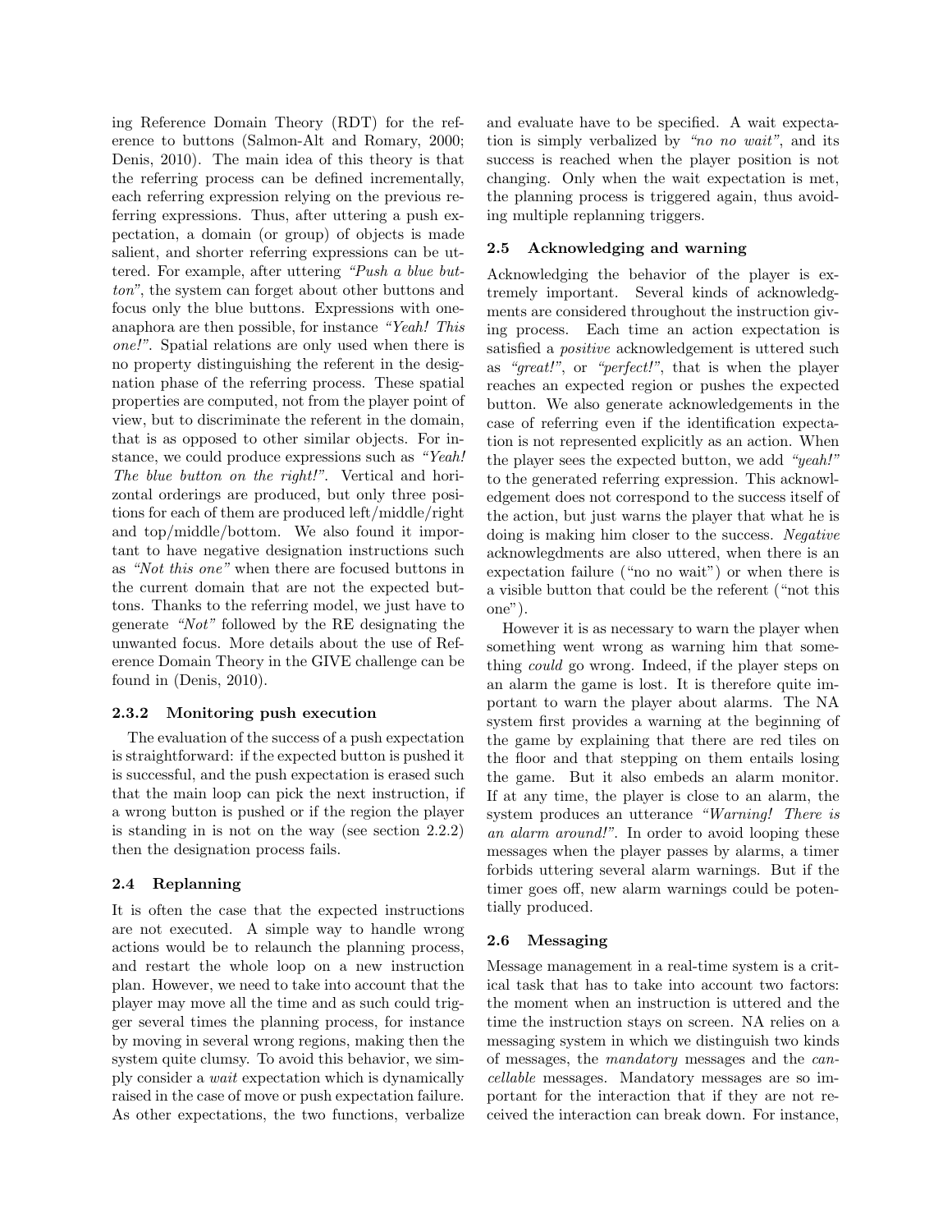ing Reference Domain Theory (RDT) for the reference to buttons (Salmon-Alt and Romary, 2000; Denis, 2010). The main idea of this theory is that the referring process can be defined incrementally, each referring expression relying on the previous referring expressions. Thus, after uttering a push expectation, a domain (or group) of objects is made salient, and shorter referring expressions can be uttered. For example, after uttering *"Push a blue button"*, the system can forget about other buttons and focus only the blue buttons. Expressions with one-anaphora are then possible, for instance *"Yeah! This one!"*. Spatial relations are only used when there is no property distinguishing the referent in the designation phase of the referring process. These spatial properties are computed, not from the player point of view, but to discriminate the referent in the domain, that is as opposed to other similar objects. For instance, we could produce expressions such as *"Yeah! The blue button on the right!"*. Vertical and horizontal orderings are produced, but only three positions for each of them are produced left/middle/right and top/middle/bottom. We also found it important to have negative designation instructions such as *"Not this one"* when there are focused buttons in the current domain that are not the expected buttons. Thanks to the referring model, we just have to generate *"Not"* followed by the RE designating the unwanted focus. More details about the use of Reference Domain Theory in the GIVE challenge can be found in (Denis, 2010).

#### 2.3.2 Monitoring push execution

The evaluation of the success of a push expectation is straightforward: if the expected button is pushed it is successful, and the push expectation is erased such that the main loop can pick the next instruction, if a wrong button is pushed or if the region the player is standing in is not on the way (see section 2.2.2) then the designation process fails.

### 2.4 Replanning

It is often the case that the expected instructions are not executed. A simple way to handle wrong actions would be to relaunch the planning process, and restart the whole loop on a new instruction plan. However, we need to take into account that the player may move all the time and as such could trigger several times the planning process, for instance by moving in several wrong regions, making then the system quite clumsy. To avoid this behavior, we simply consider a *wait* expectation which is dynamically raised in the case of move or push expectation failure. As other expectations, the two functions, verbalize and evaluate have to be specified. A wait expectation is simply verbalized by *"no no wait"*, and its success is reached when the player position is not changing. Only when the wait expectation is met, the planning process is triggered again, thus avoiding multiple replanning triggers.

### 2.5 Acknowledging and warning

Acknowledging the behavior of the player is extremely important. Several kinds of acknowledgments are considered throughout the instruction giving process. Each time an action expectation is satisfied a *positive* acknowledgement is uttered such as *"great!"*, or *"perfect!"*, that is when the player reaches an expected region or pushes the expected button. We also generate acknowledgements in the case of referring even if the identification expectation is not represented explicitly as an action. When the player sees the expected button, we add *"yeah!"* to the generated referring expression. This acknowledgement does not correspond to the success itself of the action, but just warns the player that what he is doing is making him closer to the success. *Negative* acknowlegdments are also uttered, when there is an expectation failure ("no no wait") or when there is a visible button that could be the referent ("not this one").

However it is as necessary to warn the player when something went wrong as warning him that something *could* go wrong. Indeed, if the player steps on an alarm the game is lost. It is therefore quite important to warn the player about alarms. The NA system first provides a warning at the beginning of the game by explaining that there are red tiles on the floor and that stepping on them entails losing the game. But it also embeds an alarm monitor. If at any time, the player is close to an alarm, the system produces an utterance *"Warning! There is an alarm around!"*. In order to avoid looping these messages when the player passes by alarms, a timer forbids uttering several alarm warnings. But if the timer goes off, new alarm warnings could be potentially produced.

### 2.6 Messaging

Message management in a real-time system is a critical task that has to take into account two factors: the moment when an instruction is uttered and the time the instruction stays on screen. NA relies on a messaging system in which we distinguish two kinds of messages, the *mandatory* messages and the *cancellable* messages. Mandatory messages are so important for the interaction that if they are not received the interaction can break down. For instance,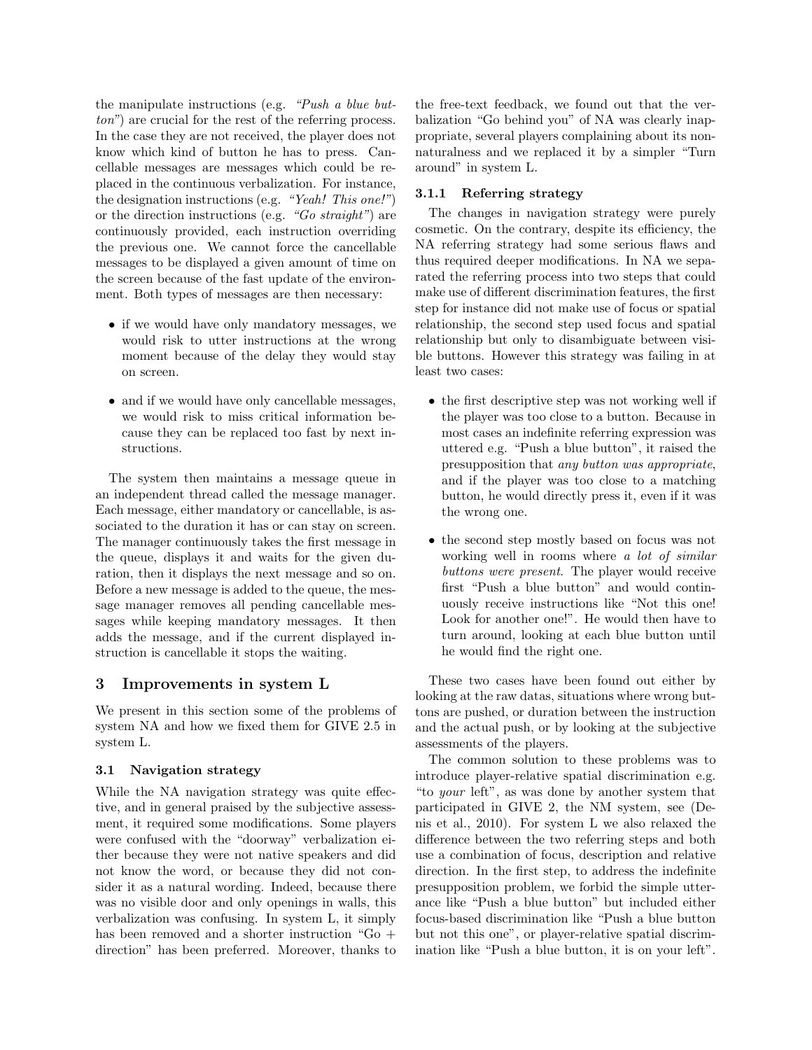the manipulate instructions (e.g. *"Push a blue button"*) are crucial for the rest of the referring process. In the case they are not received, the player does not know which kind of button he has to press. Cancellable messages are messages which could be replaced in the continuous verbalization. For instance, the designation instructions (e.g. *"Yeah! This one!"*) or the direction instructions (e.g. *"Go straight"*) are continuously provided, each instruction overriding the previous one. We cannot force the cancellable messages to be displayed a given amount of time on the screen because of the fast update of the environment. Both types of messages are then necessary:

- if we would have only mandatory messages, we would risk to utter instructions at the wrong moment because of the delay they would stay on screen.
- and if we would have only cancellable messages, we would risk to miss critical information because they can be replaced too fast by next instructions.

The system then maintains a message queue in an independent thread called the message manager. Each message, either mandatory or cancellable, is associated to the duration it has or can stay on screen. The manager continuously takes the first message in the queue, displays it and waits for the given duration, then it displays the next message and so on. Before a new message is added to the queue, the message manager removes all pending cancellable messages while keeping mandatory messages. It then adds the message, and if the current displayed instruction is cancellable it stops the waiting.

## 3 Improvements in system L

We present in this section some of the problems of system NA and how we fixed them for GIVE 2.5 in system L.

### 3.1 Navigation strategy

While the NA navigation strategy was quite effective, and in general praised by the subjective assessment, it required some modifications. Some players were confused with the "doorway" verbalization either because they were not native speakers and did not know the word, or because they did not consider it as a natural wording. Indeed, because there was no visible door and only openings in walls, this verbalization was confusing. In system L, it simply has been removed and a shorter instruction "Go + direction" has been preferred. Moreover, thanks to the free-text feedback, we found out that the verbalization "Go behind you" of NA was clearly inappropriate, several players complaining about its non-naturalness and we replaced it by a simpler "Turn around" in system L.

#### 3.1.1 Referring strategy

The changes in navigation strategy were purely cosmetic. On the contrary, despite its efficiency, the NA referring strategy had some serious flaws and thus required deeper modifications. In NA we separated the referring process into two steps that could make use of different discrimination features, the first step for instance did not make use of focus or spatial relationship, the second step used focus and spatial relationship but only to disambiguate between visible buttons. However this strategy was failing in at least two cases:

- the first descriptive step was not working well if the player was too close to a button. Because in most cases an indefinite referring expression was uttered e.g. "Push a blue button", it raised the presupposition that *any button was appropriate*, and if the player was too close to a matching button, he would directly press it, even if it was the wrong one.
- the second step mostly based on focus was not working well in rooms where *a lot of similar buttons were present*. The player would receive first "Push a blue button" and would continuously receive instructions like "Not this one! Look for another one!". He would then have to turn around, looking at each blue button until he would find the right one.

These two cases have been found out either by looking at the raw datas, situations where wrong buttons are pushed, or duration between the instruction and the actual push, or by looking at the subjective assessments of the players.

The common solution to these problems was to introduce player-relative spatial discrimination e.g. "to *your* left", as was done by another system that participated in GIVE 2, the NM system, see (Denis et al., 2010). For system L we also relaxed the difference between the two referring steps and both use a combination of focus, description and relative direction. In the first step, to address the indefinite presupposition problem, we forbid the simple utterance like "Push a blue button" but included either focus-based discrimination like "Push a blue button but not this one", or player-relative spatial discrimination like "Push a blue button, it is on your left".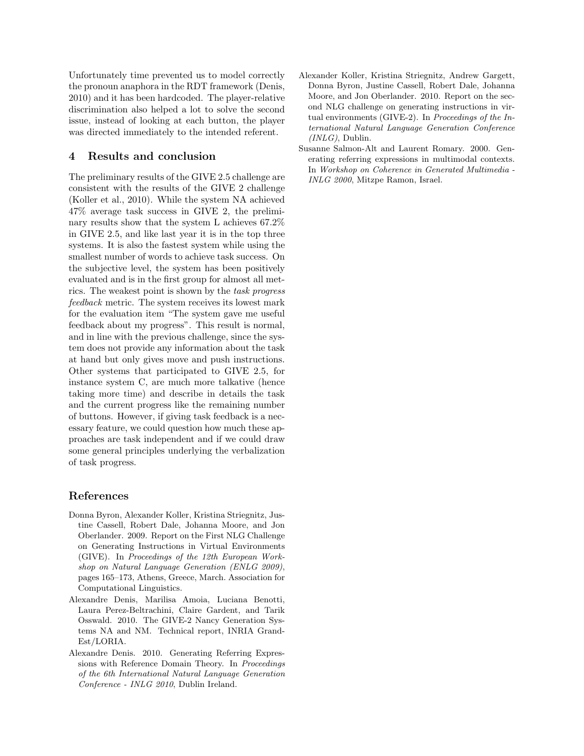Unfortunately time prevented us to model correctly the pronoun anaphora in the RDT framework (Denis, 2010) and it has been hardcoded. The player-relative discrimination also helped a lot to solve the second issue, instead of looking at each button, the player was directed immediately to the intended referent.

## 4 Results and conclusion

The preliminary results of the GIVE 2.5 challenge are consistent with the results of the GIVE 2 challenge (Koller et al., 2010). While the system NA achieved 47% average task success in GIVE 2, the preliminary results show that the system L achieves 67.2% in GIVE 2.5, and like last year it is in the top three systems. It is also the fastest system while using the smallest number of words to achieve task success. On the subjective level, the system has been positively evaluated and is in the first group for almost all metrics. The weakest point is shown by the *task progress feedback* metric. The system receives its lowest mark for the evaluation item "The system gave me useful feedback about my progress". This result is normal, and in line with the previous challenge, since the system does not provide any information about the task at hand but only gives move and push instructions. Other systems that participated to GIVE 2.5, for instance system C, are much more talkative (hence taking more time) and describe in details the task and the current progress like the remaining number of buttons. However, if giving task feedback is a necessary feature, we could question how much these approaches are task independent and if we could draw some general principles underlying the verbalization of task progress.

## References

Donna Byron, Alexander Koller, Kristina Striegnitz, Justine Cassell, Robert Dale, Johanna Moore, and Jon Oberlander. 2009. Report on the First NLG Challenge on Generating Instructions in Virtual Environments (GIVE). In *Proceedings of the 12th European Workshop on Natural Language Generation (ENLG 2009)*, pages 165–173, Athens, Greece, March. Association for Computational Linguistics.

Alexandre Denis, Marilisa Amoia, Luciana Benotti, Laura Perez-Beltrachini, Claire Gardent, and Tarik Osswald. 2010. The GIVE-2 Nancy Generation Systems NA and NM. Technical report, INRIA Grand-Est/LORIA.

Alexandre Denis. 2010. Generating Referring Expressions with Reference Domain Theory. In *Proceedings of the 6th International Natural Language Generation Conference - INLG 2010*, Dublin Ireland.

Alexander Koller, Kristina Striegnitz, Andrew Gargett, Donna Byron, Justine Cassell, Robert Dale, Johanna Moore, and Jon Oberlander. 2010. Report on the second NLG challenge on generating instructions in virtual environments (GIVE-2). In *Proceedings of the International Natural Language Generation Conference (INLG)*, Dublin.

Susanne Salmon-Alt and Laurent Romary. 2000. Generating referring expressions in multimodal contexts. In *Workshop on Coherence in Generated Multimedia - INLG 2000*, Mitzpe Ramon, Israel.